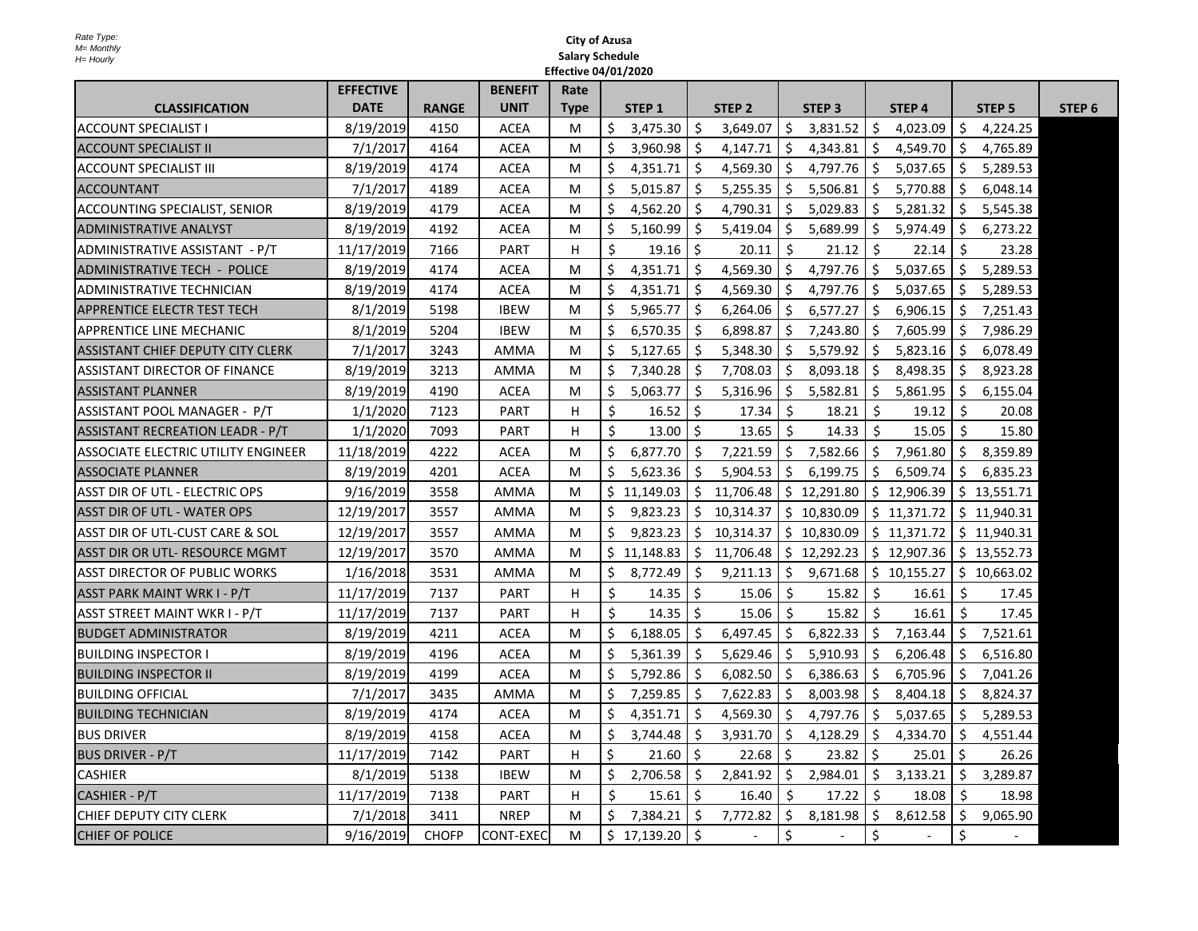Rate Type:
M= Monthly
H= Hourly

**City of Azusa**
**Salary Schedule**
**Effective 04/01/2020**

| CLASSIFICATION | EFFECTIVE DATE | RANGE | BENEFIT UNIT | Rate Type | STEP 1 | STEP 2 | STEP 3 | STEP 4 | STEP 5 | STEP 6 |
|---|---|---|---|---|---|---|---|---|---|---|
| ACCOUNT SPECIALIST I | 8/19/2019 | 4150 | ACEA | M | $ 3,475.30 | $ 3,649.07 | $ 3,831.52 | $ 4,023.09 | $ 4,224.25 | |
| ACCOUNT SPECIALIST II | 7/1/2017 | 4164 | ACEA | M | $ 3,960.98 | $ 4,147.71 | $ 4,343.81 | $ 4,549.70 | $ 4,765.89 | |
| ACCOUNT SPECIALIST III | 8/19/2019 | 4174 | ACEA | M | $ 4,351.71 | $ 4,569.30 | $ 4,797.76 | $ 5,037.65 | $ 5,289.53 | |
| ACCOUNTANT | 7/1/2017 | 4189 | ACEA | M | $ 5,015.87 | $ 5,255.35 | $ 5,506.81 | $ 5,770.88 | $ 6,048.14 | |
| ACCOUNTING SPECIALIST, SENIOR | 8/19/2019 | 4179 | ACEA | M | $ 4,562.20 | $ 4,790.31 | $ 5,029.83 | $ 5,281.32 | $ 5,545.38 | |
| ADMINISTRATIVE ANALYST | 8/19/2019 | 4192 | ACEA | M | $ 5,160.99 | $ 5,419.04 | $ 5,689.99 | $ 5,974.49 | $ 6,273.22 | |
| ADMINISTRATIVE ASSISTANT - P/T | 11/17/2019 | 7166 | PART | H | $ 19.16 | $ 20.11 | $ 21.12 | $ 22.14 | $ 23.28 | |
| ADMINISTRATIVE TECH - POLICE | 8/19/2019 | 4174 | ACEA | M | $ 4,351.71 | $ 4,569.30 | $ 4,797.76 | $ 5,037.65 | $ 5,289.53 | |
| ADMINISTRATIVE TECHNICIAN | 8/19/2019 | 4174 | ACEA | M | $ 4,351.71 | $ 4,569.30 | $ 4,797.76 | $ 5,037.65 | $ 5,289.53 | |
| APPRENTICE ELECTR TEST TECH | 8/1/2019 | 5198 | IBEW | M | $ 5,965.77 | $ 6,264.06 | $ 6,577.27 | $ 6,906.15 | $ 7,251.43 | |
| APPRENTICE LINE MECHANIC | 8/1/2019 | 5204 | IBEW | M | $ 6,570.35 | $ 6,898.87 | $ 7,243.80 | $ 7,605.99 | $ 7,986.29 | |
| ASSISTANT CHIEF DEPUTY CITY CLERK | 7/1/2017 | 3243 | AMMA | M | $ 5,127.65 | $ 5,348.30 | $ 5,579.92 | $ 5,823.16 | $ 6,078.49 | |
| ASSISTANT DIRECTOR OF FINANCE | 8/19/2019 | 3213 | AMMA | M | $ 7,340.28 | $ 7,708.03 | $ 8,093.18 | $ 8,498.35 | $ 8,923.28 | |
| ASSISTANT PLANNER | 8/19/2019 | 4190 | ACEA | M | $ 5,063.77 | $ 5,316.96 | $ 5,582.81 | $ 5,861.95 | $ 6,155.04 | |
| ASSISTANT POOL MANAGER - P/T | 1/1/2020 | 7123 | PART | H | $ 16.52 | $ 17.34 | $ 18.21 | $ 19.12 | $ 20.08 | |
| ASSISTANT RECREATION LEADR - P/T | 1/1/2020 | 7093 | PART | H | $ 13.00 | $ 13.65 | $ 14.33 | $ 15.05 | $ 15.80 | |
| ASSOCIATE ELECTRIC UTILITY ENGINEER | 11/18/2019 | 4222 | ACEA | M | $ 6,877.70 | $ 7,221.59 | $ 7,582.66 | $ 7,961.80 | $ 8,359.89 | |
| ASSOCIATE PLANNER | 8/19/2019 | 4201 | ACEA | M | $ 5,623.36 | $ 5,904.53 | $ 6,199.75 | $ 6,509.74 | $ 6,835.23 | |
| ASST DIR OF UTL - ELECTRIC OPS | 9/16/2019 | 3558 | AMMA | M | $ 11,149.03 | $ 11,706.48 | $ 12,291.80 | $ 12,906.39 | $ 13,551.71 | |
| ASST DIR OF UTL - WATER OPS | 12/19/2017 | 3557 | AMMA | M | $ 9,823.23 | $ 10,314.37 | $ 10,830.09 | $ 11,371.72 | $ 11,940.31 | |
| ASST DIR OF UTL-CUST CARE & SOL | 12/19/2017 | 3557 | AMMA | M | $ 9,823.23 | $ 10,314.37 | $ 10,830.09 | $ 11,371.72 | $ 11,940.31 | |
| ASST DIR OR UTL- RESOURCE MGMT | 12/19/2017 | 3570 | AMMA | M | $ 11,148.83 | $ 11,706.48 | $ 12,292.23 | $ 12,907.36 | $ 13,552.73 | |
| ASST DIRECTOR OF PUBLIC WORKS | 1/16/2018 | 3531 | AMMA | M | $ 8,772.49 | $ 9,211.13 | $ 9,671.68 | $ 10,155.27 | $ 10,663.02 | |
| ASST PARK MAINT WRK I - P/T | 11/17/2019 | 7137 | PART | H | $ 14.35 | $ 15.06 | $ 15.82 | $ 16.61 | $ 17.45 | |
| ASST STREET MAINT WKR I - P/T | 11/17/2019 | 7137 | PART | H | $ 14.35 | $ 15.06 | $ 15.82 | $ 16.61 | $ 17.45 | |
| BUDGET ADMINISTRATOR | 8/19/2019 | 4211 | ACEA | M | $ 6,188.05 | $ 6,497.45 | $ 6,822.33 | $ 7,163.44 | $ 7,521.61 | |
| BUILDING INSPECTOR I | 8/19/2019 | 4196 | ACEA | M | $ 5,361.39 | $ 5,629.46 | $ 5,910.93 | $ 6,206.48 | $ 6,516.80 | |
| BUILDING INSPECTOR II | 8/19/2019 | 4199 | ACEA | M | $ 5,792.86 | $ 6,082.50 | $ 6,386.63 | $ 6,705.96 | $ 7,041.26 | |
| BUILDING OFFICIAL | 7/1/2017 | 3435 | AMMA | M | $ 7,259.85 | $ 7,622.83 | $ 8,003.98 | $ 8,404.18 | $ 8,824.37 | |
| BUILDING TECHNICIAN | 8/19/2019 | 4174 | ACEA | M | $ 4,351.71 | $ 4,569.30 | $ 4,797.76 | $ 5,037.65 | $ 5,289.53 | |
| BUS DRIVER | 8/19/2019 | 4158 | ACEA | M | $ 3,744.48 | $ 3,931.70 | $ 4,128.29 | $ 4,334.70 | $ 4,551.44 | |
| BUS DRIVER - P/T | 11/17/2019 | 7142 | PART | H | $ 21.60 | $ 22.68 | $ 23.82 | $ 25.01 | $ 26.26 | |
| CASHIER | 8/1/2019 | 5138 | IBEW | M | $ 2,706.58 | $ 2,841.92 | $ 2,984.01 | $ 3,133.21 | $ 3,289.87 | |
| CASHIER - P/T | 11/17/2019 | 7138 | PART | H | $ 15.61 | $ 16.40 | $ 17.22 | $ 18.08 | $ 18.98 | |
| CHIEF DEPUTY CITY CLERK | 7/1/2018 | 3411 | NREP | M | $ 7,384.21 | $ 7,772.82 | $ 8,181.98 | $ 8,612.58 | $ 9,065.90 | |
| CHIEF OF POLICE | 9/16/2019 | CHOFP | CONT-EXEC | M | $ 17,139.20 | $ - | $ - | $ - | $ - | |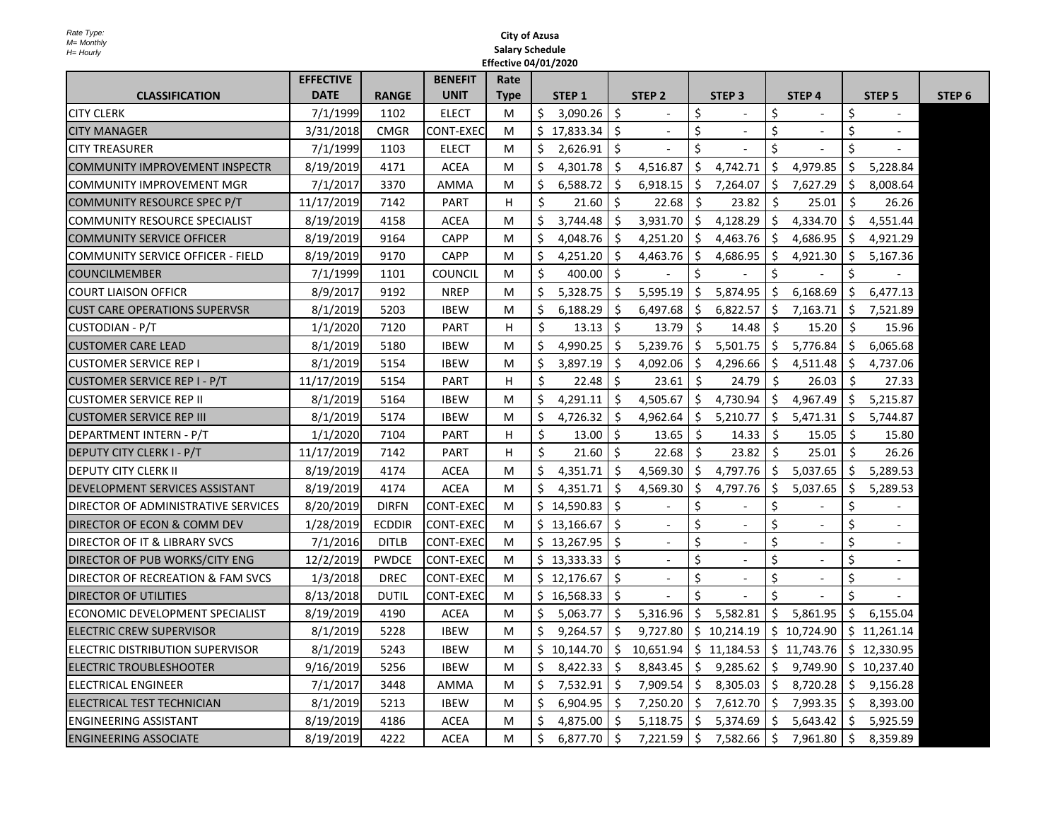Rate Type:
M= Monthly
H= Hourly

**City of Azusa**
**Salary Schedule**
**Effective 04/01/2020**

| CLASSIFICATION | EFFECTIVE DATE | RANGE | BENEFIT UNIT | Rate Type | STEP 1 | STEP 2 | STEP 3 | STEP 4 | STEP 5 | STEP 6 |
|---|---|---|---|---|---|---|---|---|---|---|
| CITY CLERK | 7/1/1999 | 1102 | ELECT | M | $ 3,090.26 | $ - | $ - | $ - | $ - | |
| CITY MANAGER | 3/31/2018 | CMGR | CONT-EXEC | M | $ 17,833.34 | $ - | $ - | $ - | $ - | |
| CITY TREASURER | 7/1/1999 | 1103 | ELECT | M | $ 2,626.91 | $ - | $ - | $ - | $ - | |
| COMMUNITY IMPROVEMENT INSPECTR | 8/19/2019 | 4171 | ACEA | M | $ 4,301.78 | $ 4,516.87 | $ 4,742.71 | $ 4,979.85 | $ 5,228.84 | |
| COMMUNITY IMPROVEMENT MGR | 7/1/2017 | 3370 | AMMA | M | $ 6,588.72 | $ 6,918.15 | $ 7,264.07 | $ 7,627.29 | $ 8,008.64 | |
| COMMUNITY RESOURCE SPEC P/T | 11/17/2019 | 7142 | PART | H | $ 21.60 | $ 22.68 | $ 23.82 | $ 25.01 | $ 26.26 | |
| COMMUNITY RESOURCE SPECIALIST | 8/19/2019 | 4158 | ACEA | M | $ 3,744.48 | $ 3,931.70 | $ 4,128.29 | $ 4,334.70 | $ 4,551.44 | |
| COMMUNITY SERVICE OFFICER | 8/19/2019 | 9164 | CAPP | M | $ 4,048.76 | $ 4,251.20 | $ 4,463.76 | $ 4,686.95 | $ 4,921.29 | |
| COMMUNITY SERVICE OFFICER - FIELD | 8/19/2019 | 9170 | CAPP | M | $ 4,251.20 | $ 4,463.76 | $ 4,686.95 | $ 4,921.30 | $ 5,167.36 | |
| COUNCILMEMBER | 7/1/1999 | 1101 | COUNCIL | M | $ 400.00 | $ - | $ - | $ - | $ - | |
| COURT LIAISON OFFICR | 8/9/2017 | 9192 | NREP | M | $ 5,328.75 | $ 5,595.19 | $ 5,874.95 | $ 6,168.69 | $ 6,477.13 | |
| CUST CARE OPERATIONS SUPERVSR | 8/1/2019 | 5203 | IBEW | M | $ 6,188.29 | $ 6,497.68 | $ 6,822.57 | $ 7,163.71 | $ 7,521.89 | |
| CUSTODIAN - P/T | 1/1/2020 | 7120 | PART | H | $ 13.13 | $ 13.79 | $ 14.48 | $ 15.20 | $ 15.96 | |
| CUSTOMER CARE LEAD | 8/1/2019 | 5180 | IBEW | M | $ 4,990.25 | $ 5,239.76 | $ 5,501.75 | $ 5,776.84 | $ 6,065.68 | |
| CUSTOMER SERVICE REP I | 8/1/2019 | 5154 | IBEW | M | $ 3,897.19 | $ 4,092.06 | $ 4,296.66 | $ 4,511.48 | $ 4,737.06 | |
| CUSTOMER SERVICE REP I - P/T | 11/17/2019 | 5154 | PART | H | $ 22.48 | $ 23.61 | $ 24.79 | $ 26.03 | $ 27.33 | |
| CUSTOMER SERVICE REP II | 8/1/2019 | 5164 | IBEW | M | $ 4,291.11 | $ 4,505.67 | $ 4,730.94 | $ 4,967.49 | $ 5,215.87 | |
| CUSTOMER SERVICE REP III | 8/1/2019 | 5174 | IBEW | M | $ 4,726.32 | $ 4,962.64 | $ 5,210.77 | $ 5,471.31 | $ 5,744.87 | |
| DEPARTMENT INTERN - P/T | 1/1/2020 | 7104 | PART | H | $ 13.00 | $ 13.65 | $ 14.33 | $ 15.05 | $ 15.80 | |
| DEPUTY CITY CLERK I - P/T | 11/17/2019 | 7142 | PART | H | $ 21.60 | $ 22.68 | $ 23.82 | $ 25.01 | $ 26.26 | |
| DEPUTY CITY CLERK II | 8/19/2019 | 4174 | ACEA | M | $ 4,351.71 | $ 4,569.30 | $ 4,797.76 | $ 5,037.65 | $ 5,289.53 | |
| DEVELOPMENT SERVICES ASSISTANT | 8/19/2019 | 4174 | ACEA | M | $ 4,351.71 | $ 4,569.30 | $ 4,797.76 | $ 5,037.65 | $ 5,289.53 | |
| DIRECTOR OF ADMINISTRATIVE SERVICES | 8/20/2019 | DIRFN | CONT-EXEC | M | $ 14,590.83 | $ - | $ - | $ - | $ - | |
| DIRECTOR OF ECON & COMM DEV | 1/28/2019 | ECDDIR | CONT-EXEC | M | $ 13,166.67 | $ - | $ - | $ - | $ - | |
| DIRECTOR OF IT & LIBRARY SVCS | 7/1/2016 | DITLB | CONT-EXEC | M | $ 13,267.95 | $ - | $ - | $ - | $ - | |
| DIRECTOR OF PUB WORKS/CITY ENG | 12/2/2019 | PWDCE | CONT-EXEC | M | $ 13,333.33 | $ - | $ - | $ - | $ - | |
| DIRECTOR OF RECREATION & FAM SVCS | 1/3/2018 | DREC | CONT-EXEC | M | $ 12,176.67 | $ - | $ - | $ - | $ - | |
| DIRECTOR OF UTILITIES | 8/13/2018 | DUTIL | CONT-EXEC | M | $ 16,568.33 | $ - | $ - | $ - | $ - | |
| ECONOMIC DEVELOPMENT SPECIALIST | 8/19/2019 | 4190 | ACEA | M | $ 5,063.77 | $ 5,316.96 | $ 5,582.81 | $ 5,861.95 | $ 6,155.04 | |
| ELECTRIC CREW SUPERVISOR | 8/1/2019 | 5228 | IBEW | M | $ 9,264.57 | $ 9,727.80 | $ 10,214.19 | $ 10,724.90 | $ 11,261.14 | |
| ELECTRIC DISTRIBUTION SUPERVISOR | 8/1/2019 | 5243 | IBEW | M | $ 10,144.70 | $ 10,651.94 | $ 11,184.53 | $ 11,743.76 | $ 12,330.95 | |
| ELECTRIC TROUBLESHOOTER | 9/16/2019 | 5256 | IBEW | M | $ 8,422.33 | $ 8,843.45 | $ 9,285.62 | $ 9,749.90 | $ 10,237.40 | |
| ELECTRICAL ENGINEER | 7/1/2017 | 3448 | AMMA | M | $ 7,532.91 | $ 7,909.54 | $ 8,305.03 | $ 8,720.28 | $ 9,156.28 | |
| ELECTRICAL TEST TECHNICIAN | 8/1/2019 | 5213 | IBEW | M | $ 6,904.95 | $ 7,250.20 | $ 7,612.70 | $ 7,993.35 | $ 8,393.00 | |
| ENGINEERING ASSISTANT | 8/19/2019 | 4186 | ACEA | M | $ 4,875.00 | $ 5,118.75 | $ 5,374.69 | $ 5,643.42 | $ 5,925.59 | |
| ENGINEERING ASSOCIATE | 8/19/2019 | 4222 | ACEA | M | $ 6,877.70 | $ 7,221.59 | $ 7,582.66 | $ 7,961.80 | $ 8,359.89 | |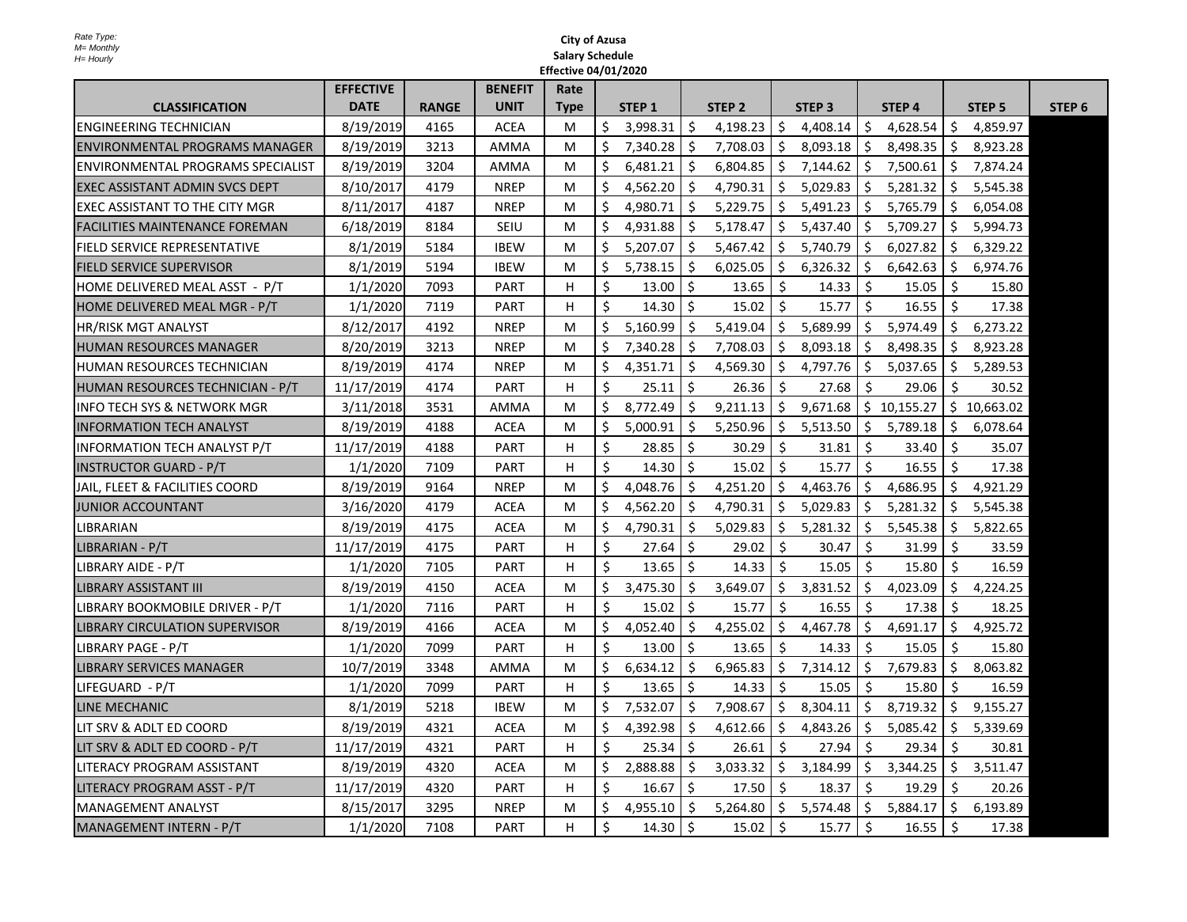Rate Type:
M= Monthly
H= Hourly

**City of Azusa**
**Salary Schedule**
**Effective 04/01/2020**

| CLASSIFICATION | EFFECTIVE DATE | RANGE | BENEFIT UNIT | Rate Type | STEP 1 | STEP 2 | STEP 3 | STEP 4 | STEP 5 | STEP 6 |
|---|---|---|---|---|---|---|---|---|---|---|
| ENGINEERING TECHNICIAN | 8/19/2019 | 4165 | ACEA | M | $ 3,998.31 | $ 4,198.23 | $ 4,408.14 | $ 4,628.54 | $ 4,859.97 | |
| ENVIRONMENTAL PROGRAMS MANAGER | 8/19/2019 | 3213 | AMMA | M | $ 7,340.28 | $ 7,708.03 | $ 8,093.18 | $ 8,498.35 | $ 8,923.28 | |
| ENVIRONMENTAL PROGRAMS SPECIALIST | 8/19/2019 | 3204 | AMMA | M | $ 6,481.21 | $ 6,804.85 | $ 7,144.62 | $ 7,500.61 | $ 7,874.24 | |
| EXEC ASSISTANT ADMIN SVCS DEPT | 8/10/2017 | 4179 | NREP | M | $ 4,562.20 | $ 4,790.31 | $ 5,029.83 | $ 5,281.32 | $ 5,545.38 | |
| EXEC ASSISTANT TO THE CITY MGR | 8/11/2017 | 4187 | NREP | M | $ 4,980.71 | $ 5,229.75 | $ 5,491.23 | $ 5,765.79 | $ 6,054.08 | |
| FACILITIES MAINTENANCE FOREMAN | 6/18/2019 | 8184 | SEIU | M | $ 4,931.88 | $ 5,178.47 | $ 5,437.40 | $ 5,709.27 | $ 5,994.73 | |
| FIELD SERVICE REPRESENTATIVE | 8/1/2019 | 5184 | IBEW | M | $ 5,207.07 | $ 5,467.42 | $ 5,740.79 | $ 6,027.82 | $ 6,329.22 | |
| FIELD SERVICE SUPERVISOR | 8/1/2019 | 5194 | IBEW | M | $ 5,738.15 | $ 6,025.05 | $ 6,326.32 | $ 6,642.63 | $ 6,974.76 | |
| HOME DELIVERED MEAL ASST - P/T | 1/1/2020 | 7093 | PART | H | $ 13.00 | $ 13.65 | $ 14.33 | $ 15.05 | $ 15.80 | |
| HOME DELIVERED MEAL MGR - P/T | 1/1/2020 | 7119 | PART | H | $ 14.30 | $ 15.02 | $ 15.77 | $ 16.55 | $ 17.38 | |
| HR/RISK MGT ANALYST | 8/12/2017 | 4192 | NREP | M | $ 5,160.99 | $ 5,419.04 | $ 5,689.99 | $ 5,974.49 | $ 6,273.22 | |
| HUMAN RESOURCES MANAGER | 8/20/2019 | 3213 | NREP | M | $ 7,340.28 | $ 7,708.03 | $ 8,093.18 | $ 8,498.35 | $ 8,923.28 | |
| HUMAN RESOURCES TECHNICIAN | 8/19/2019 | 4174 | NREP | M | $ 4,351.71 | $ 4,569.30 | $ 4,797.76 | $ 5,037.65 | $ 5,289.53 | |
| HUMAN RESOURCES TECHNICIAN - P/T | 11/17/2019 | 4174 | PART | H | $ 25.11 | $ 26.36 | $ 27.68 | $ 29.06 | $ 30.52 | |
| INFO TECH SYS & NETWORK MGR | 3/11/2018 | 3531 | AMMA | M | $ 8,772.49 | $ 9,211.13 | $ 9,671.68 | $ 10,155.27 | $ 10,663.02 | |
| INFORMATION TECH ANALYST | 8/19/2019 | 4188 | ACEA | M | $ 5,000.91 | $ 5,250.96 | $ 5,513.50 | $ 5,789.18 | $ 6,078.64 | |
| INFORMATION TECH ANALYST P/T | 11/17/2019 | 4188 | PART | H | $ 28.85 | $ 30.29 | $ 31.81 | $ 33.40 | $ 35.07 | |
| INSTRUCTOR GUARD - P/T | 1/1/2020 | 7109 | PART | H | $ 14.30 | $ 15.02 | $ 15.77 | $ 16.55 | $ 17.38 | |
| JAIL, FLEET & FACILITIES COORD | 8/19/2019 | 9164 | NREP | M | $ 4,048.76 | $ 4,251.20 | $ 4,463.76 | $ 4,686.95 | $ 4,921.29 | |
| JUNIOR ACCOUNTANT | 3/16/2020 | 4179 | ACEA | M | $ 4,562.20 | $ 4,790.31 | $ 5,029.83 | $ 5,281.32 | $ 5,545.38 | |
| LIBRARIAN | 8/19/2019 | 4175 | ACEA | M | $ 4,790.31 | $ 5,029.83 | $ 5,281.32 | $ 5,545.38 | $ 5,822.65 | |
| LIBRARIAN - P/T | 11/17/2019 | 4175 | PART | H | $ 27.64 | $ 29.02 | $ 30.47 | $ 31.99 | $ 33.59 | |
| LIBRARY AIDE - P/T | 1/1/2020 | 7105 | PART | H | $ 13.65 | $ 14.33 | $ 15.05 | $ 15.80 | $ 16.59 | |
| LIBRARY ASSISTANT III | 8/19/2019 | 4150 | ACEA | M | $ 3,475.30 | $ 3,649.07 | $ 3,831.52 | $ 4,023.09 | $ 4,224.25 | |
| LIBRARY BOOKMOBILE DRIVER - P/T | 1/1/2020 | 7116 | PART | H | $ 15.02 | $ 15.77 | $ 16.55 | $ 17.38 | $ 18.25 | |
| LIBRARY CIRCULATION SUPERVISOR | 8/19/2019 | 4166 | ACEA | M | $ 4,052.40 | $ 4,255.02 | $ 4,467.78 | $ 4,691.17 | $ 4,925.72 | |
| LIBRARY PAGE - P/T | 1/1/2020 | 7099 | PART | H | $ 13.00 | $ 13.65 | $ 14.33 | $ 15.05 | $ 15.80 | |
| LIBRARY SERVICES MANAGER | 10/7/2019 | 3348 | AMMA | M | $ 6,634.12 | $ 6,965.83 | $ 7,314.12 | $ 7,679.83 | $ 8,063.82 | |
| LIFEGUARD - P/T | 1/1/2020 | 7099 | PART | H | $ 13.65 | $ 14.33 | $ 15.05 | $ 15.80 | $ 16.59 | |
| LINE MECHANIC | 8/1/2019 | 5218 | IBEW | M | $ 7,532.07 | $ 7,908.67 | $ 8,304.11 | $ 8,719.32 | $ 9,155.27 | |
| LIT SRV & ADLT ED COORD | 8/19/2019 | 4321 | ACEA | M | $ 4,392.98 | $ 4,612.66 | $ 4,843.26 | $ 5,085.42 | $ 5,339.69 | |
| LIT SRV & ADLT ED COORD - P/T | 11/17/2019 | 4321 | PART | H | $ 25.34 | $ 26.61 | $ 27.94 | $ 29.34 | $ 30.81 | |
| LITERACY PROGRAM ASSISTANT | 8/19/2019 | 4320 | ACEA | M | $ 2,888.88 | $ 3,033.32 | $ 3,184.99 | $ 3,344.25 | $ 3,511.47 | |
| LITERACY PROGRAM ASST - P/T | 11/17/2019 | 4320 | PART | H | $ 16.67 | $ 17.50 | $ 18.37 | $ 19.29 | $ 20.26 | |
| MANAGEMENT ANALYST | 8/15/2017 | 3295 | NREP | M | $ 4,955.10 | $ 5,264.80 | $ 5,574.48 | $ 5,884.17 | $ 6,193.89 | |
| MANAGEMENT INTERN - P/T | 1/1/2020 | 7108 | PART | H | $ 14.30 | $ 15.02 | $ 15.77 | $ 16.55 | $ 17.38 | |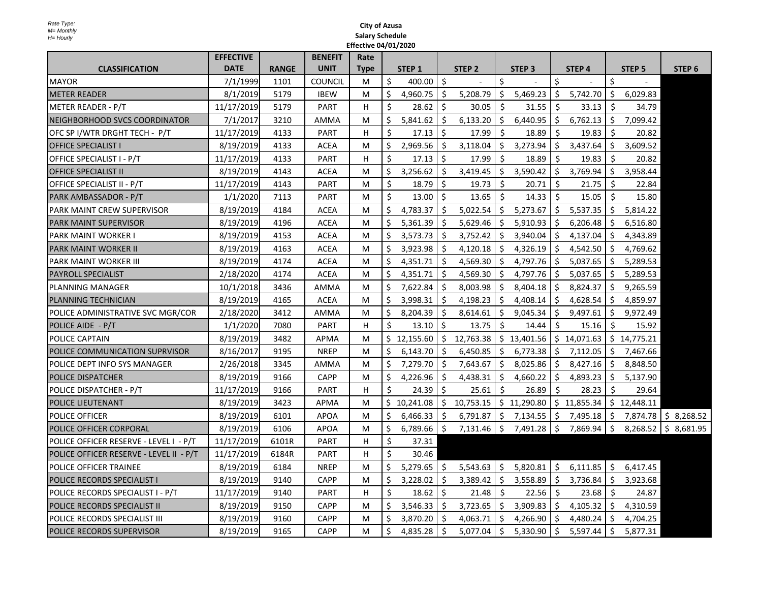*Rate Type:*
*M= Monthly*
*H= Hourly*

**City of Azusa**
**Salary Schedule**
**Effective 04/01/2020**

| CLASSIFICATION | EFFECTIVE DATE | RANGE | BENEFIT UNIT | Rate Type | STEP 1 | STEP 2 | STEP 3 | STEP 4 | STEP 5 | STEP 6 |
|---|---|---|---|---|---|---|---|---|---|---|
| MAYOR | 7/1/1999 | 1101 | COUNCIL | M | $ 400.00 | $ - | $ - | $ - | $ - | |
| METER READER | 8/1/2019 | 5179 | IBEW | M | $ 4,960.75 | $ 5,208.79 | $ 5,469.23 | $ 5,742.70 | $ 6,029.83 | |
| METER READER - P/T | 11/17/2019 | 5179 | PART | H | $ 28.62 | $ 30.05 | $ 31.55 | $ 33.13 | $ 34.79 | |
| NEIGHBORHOOD SVCS COORDINATOR | 7/1/2017 | 3210 | AMMA | M | $ 5,841.62 | $ 6,133.20 | $ 6,440.95 | $ 6,762.13 | $ 7,099.42 | |
| OFC SP I/WTR DRGHT TECH - P/T | 11/17/2019 | 4133 | PART | H | $ 17.13 | $ 17.99 | $ 18.89 | $ 19.83 | $ 20.82 | |
| OFFICE SPECIALIST I | 8/19/2019 | 4133 | ACEA | M | $ 2,969.56 | $ 3,118.04 | $ 3,273.94 | $ 3,437.64 | $ 3,609.52 | |
| OFFICE SPECIALIST I - P/T | 11/17/2019 | 4133 | PART | H | $ 17.13 | $ 17.99 | $ 18.89 | $ 19.83 | $ 20.82 | |
| OFFICE SPECIALIST II | 8/19/2019 | 4143 | ACEA | M | $ 3,256.62 | $ 3,419.45 | $ 3,590.42 | $ 3,769.94 | $ 3,958.44 | |
| OFFICE SPECIALIST II - P/T | 11/17/2019 | 4143 | PART | M | $ 18.79 | $ 19.73 | $ 20.71 | $ 21.75 | $ 22.84 | |
| PARK AMBASSADOR - P/T | 1/1/2020 | 7113 | PART | M | $ 13.00 | $ 13.65 | $ 14.33 | $ 15.05 | $ 15.80 | |
| PARK MAINT CREW SUPERVISOR | 8/19/2019 | 4184 | ACEA | M | $ 4,783.37 | $ 5,022.54 | $ 5,273.67 | $ 5,537.35 | $ 5,814.22 | |
| PARK MAINT SUPERVISOR | 8/19/2019 | 4196 | ACEA | M | $ 5,361.39 | $ 5,629.46 | $ 5,910.93 | $ 6,206.48 | $ 6,516.80 | |
| PARK MAINT WORKER I | 8/19/2019 | 4153 | ACEA | M | $ 3,573.73 | $ 3,752.42 | $ 3,940.04 | $ 4,137.04 | $ 4,343.89 | |
| PARK MAINT WORKER II | 8/19/2019 | 4163 | ACEA | M | $ 3,923.98 | $ 4,120.18 | $ 4,326.19 | $ 4,542.50 | $ 4,769.62 | |
| PARK MAINT WORKER III | 8/19/2019 | 4174 | ACEA | M | $ 4,351.71 | $ 4,569.30 | $ 4,797.76 | $ 5,037.65 | $ 5,289.53 | |
| PAYROLL SPECIALIST | 2/18/2020 | 4174 | ACEA | M | $ 4,351.71 | $ 4,569.30 | $ 4,797.76 | $ 5,037.65 | $ 5,289.53 | |
| PLANNING MANAGER | 10/1/2018 | 3436 | AMMA | M | $ 7,622.84 | $ 8,003.98 | $ 8,404.18 | $ 8,824.37 | $ 9,265.59 | |
| PLANNING TECHNICIAN | 8/19/2019 | 4165 | ACEA | M | $ 3,998.31 | $ 4,198.23 | $ 4,408.14 | $ 4,628.54 | $ 4,859.97 | |
| POLICE ADMINISTRATIVE SVC MGR/COR | 2/18/2020 | 3412 | AMMA | M | $ 8,204.39 | $ 8,614.61 | $ 9,045.34 | $ 9,497.61 | $ 9,972.49 | |
| POLICE AIDE - P/T | 1/1/2020 | 7080 | PART | H | $ 13.10 | $ 13.75 | $ 14.44 | $ 15.16 | $ 15.92 | |
| POLICE CAPTAIN | 8/19/2019 | 3482 | APMA | M | $ 12,155.60 | $ 12,763.38 | $ 13,401.56 | $ 14,071.63 | $ 14,775.21 | |
| POLICE COMMUNICATION SUPRVISOR | 8/16/2017 | 9195 | NREP | M | $ 6,143.70 | $ 6,450.85 | $ 6,773.38 | $ 7,112.05 | $ 7,467.66 | |
| POLICE DEPT INFO SYS MANAGER | 2/26/2018 | 3345 | AMMA | M | $ 7,279.70 | $ 7,643.67 | $ 8,025.86 | $ 8,427.16 | $ 8,848.50 | |
| POLICE DISPATCHER | 8/19/2019 | 9166 | CAPP | M | $ 4,226.96 | $ 4,438.31 | $ 4,660.22 | $ 4,893.23 | $ 5,137.90 | |
| POLICE DISPATCHER - P/T | 11/17/2019 | 9166 | PART | H | $ 24.39 | $ 25.61 | $ 26.89 | $ 28.23 | $ 29.64 | |
| POLICE LIEUTENANT | 8/19/2019 | 3423 | APMA | M | $ 10,241.08 | $ 10,753.15 | $ 11,290.80 | $ 11,855.34 | $ 12,448.11 | |
| POLICE OFFICER | 8/19/2019 | 6101 | APOA | M | $ 6,466.33 | $ 6,791.87 | $ 7,134.55 | $ 7,495.18 | $ 7,874.78 | $ 8,268.52 |
| POLICE OFFICER CORPORAL | 8/19/2019 | 6106 | APOA | M | $ 6,789.66 | $ 7,131.46 | $ 7,491.28 | $ 7,869.94 | $ 8,268.52 | $ 8,681.95 |
| POLICE OFFICER RESERVE - LEVEL I - P/T | 11/17/2019 | 6101R | PART | H | $ 37.31 | | | | | |
| POLICE OFFICER RESERVE - LEVEL II - P/T | 11/17/2019 | 6184R | PART | H | $ 30.46 | | | | | |
| POLICE OFFICER TRAINEE | 8/19/2019 | 6184 | NREP | M | $ 5,279.65 | $ 5,543.63 | $ 5,820.81 | $ 6,111.85 | $ 6,417.45 | |
| POLICE RECORDS SPECIALIST I | 8/19/2019 | 9140 | CAPP | M | $ 3,228.02 | $ 3,389.42 | $ 3,558.89 | $ 3,736.84 | $ 3,923.68 | |
| POLICE RECORDS SPECIALIST I - P/T | 11/17/2019 | 9140 | PART | H | $ 18.62 | $ 21.48 | $ 22.56 | $ 23.68 | $ 24.87 | |
| POLICE RECORDS SPECIALIST II | 8/19/2019 | 9150 | CAPP | M | $ 3,546.33 | $ 3,723.65 | $ 3,909.83 | $ 4,105.32 | $ 4,310.59 | |
| POLICE RECORDS SPECIALIST III | 8/19/2019 | 9160 | CAPP | M | $ 3,870.20 | $ 4,063.71 | $ 4,266.90 | $ 4,480.24 | $ 4,704.25 | |
| POLICE RECORDS SUPERVISOR | 8/19/2019 | 9165 | CAPP | M | $ 4,835.28 | $ 5,077.04 | $ 5,330.90 | $ 5,597.44 | $ 5,877.31 | |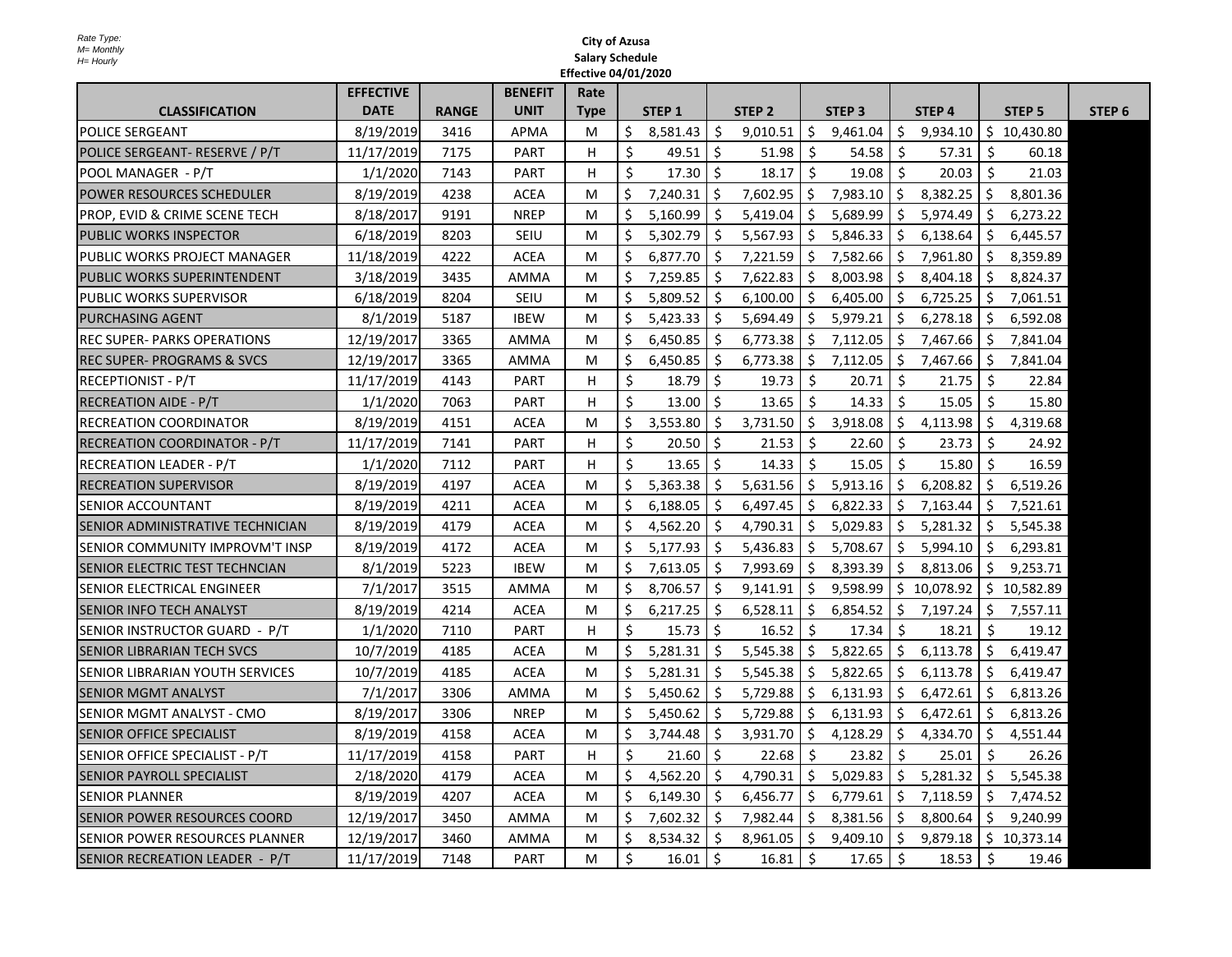Rate Type:
M= Monthly
H= Hourly

**City of Azusa**
**Salary Schedule**
**Effective 04/01/2020**

| CLASSIFICATION | EFFECTIVE DATE | RANGE | BENEFIT UNIT | Rate Type | STEP 1 | STEP 2 | STEP 3 | STEP 4 | STEP 5 | STEP 6 |
|---|---|---|---|---|---|---|---|---|---|---|
| POLICE SERGEANT | 8/19/2019 | 3416 | APMA | M | $ 8,581.43 | $ 9,010.51 | $ 9,461.04 | $ 9,934.10 | $ 10,430.80 | |
| POLICE SERGEANT- RESERVE / P/T | 11/17/2019 | 7175 | PART | H | $ 49.51 | $ 51.98 | $ 54.58 | $ 57.31 | $ 60.18 | |
| POOL MANAGER - P/T | 1/1/2020 | 7143 | PART | H | $ 17.30 | $ 18.17 | $ 19.08 | $ 20.03 | $ 21.03 | |
| POWER RESOURCES SCHEDULER | 8/19/2019 | 4238 | ACEA | M | $ 7,240.31 | $ 7,602.95 | $ 7,983.10 | $ 8,382.25 | $ 8,801.36 | |
| PROP, EVID & CRIME SCENE TECH | 8/18/2017 | 9191 | NREP | M | $ 5,160.99 | $ 5,419.04 | $ 5,689.99 | $ 5,974.49 | $ 6,273.22 | |
| PUBLIC WORKS INSPECTOR | 6/18/2019 | 8203 | SEIU | M | $ 5,302.79 | $ 5,567.93 | $ 5,846.33 | $ 6,138.64 | $ 6,445.57 | |
| PUBLIC WORKS PROJECT MANAGER | 11/18/2019 | 4222 | ACEA | M | $ 6,877.70 | $ 7,221.59 | $ 7,582.66 | $ 7,961.80 | $ 8,359.89 | |
| PUBLIC WORKS SUPERINTENDENT | 3/18/2019 | 3435 | AMMA | M | $ 7,259.85 | $ 7,622.83 | $ 8,003.98 | $ 8,404.18 | $ 8,824.37 | |
| PUBLIC WORKS SUPERVISOR | 6/18/2019 | 8204 | SEIU | M | $ 5,809.52 | $ 6,100.00 | $ 6,405.00 | $ 6,725.25 | $ 7,061.51 | |
| PURCHASING AGENT | 8/1/2019 | 5187 | IBEW | M | $ 5,423.33 | $ 5,694.49 | $ 5,979.21 | $ 6,278.18 | $ 6,592.08 | |
| REC SUPER- PARKS OPERATIONS | 12/19/2017 | 3365 | AMMA | M | $ 6,450.85 | $ 6,773.38 | $ 7,112.05 | $ 7,467.66 | $ 7,841.04 | |
| REC SUPER- PROGRAMS & SVCS | 12/19/2017 | 3365 | AMMA | M | $ 6,450.85 | $ 6,773.38 | $ 7,112.05 | $ 7,467.66 | $ 7,841.04 | |
| RECEPTIONIST - P/T | 11/17/2019 | 4143 | PART | H | $ 18.79 | $ 19.73 | $ 20.71 | $ 21.75 | $ 22.84 | |
| RECREATION AIDE - P/T | 1/1/2020 | 7063 | PART | H | $ 13.00 | $ 13.65 | $ 14.33 | $ 15.05 | $ 15.80 | |
| RECREATION COORDINATOR | 8/19/2019 | 4151 | ACEA | M | $ 3,553.80 | $ 3,731.50 | $ 3,918.08 | $ 4,113.98 | $ 4,319.68 | |
| RECREATION COORDINATOR - P/T | 11/17/2019 | 7141 | PART | H | $ 20.50 | $ 21.53 | $ 22.60 | $ 23.73 | $ 24.92 | |
| RECREATION LEADER - P/T | 1/1/2020 | 7112 | PART | H | $ 13.65 | $ 14.33 | $ 15.05 | $ 15.80 | $ 16.59 | |
| RECREATION SUPERVISOR | 8/19/2019 | 4197 | ACEA | M | $ 5,363.38 | $ 5,631.56 | $ 5,913.16 | $ 6,208.82 | $ 6,519.26 | |
| SENIOR ACCOUNTANT | 8/19/2019 | 4211 | ACEA | M | $ 6,188.05 | $ 6,497.45 | $ 6,822.33 | $ 7,163.44 | $ 7,521.61 | |
| SENIOR ADMINISTRATIVE TECHNICIAN | 8/19/2019 | 4179 | ACEA | M | $ 4,562.20 | $ 4,790.31 | $ 5,029.83 | $ 5,281.32 | $ 5,545.38 | |
| SENIOR COMMUNITY IMPROVM'T INSP | 8/19/2019 | 4172 | ACEA | M | $ 5,177.93 | $ 5,436.83 | $ 5,708.67 | $ 5,994.10 | $ 6,293.81 | |
| SENIOR ELECTRIC TEST TECHNCIAN | 8/1/2019 | 5223 | IBEW | M | $ 7,613.05 | $ 7,993.69 | $ 8,393.39 | $ 8,813.06 | $ 9,253.71 | |
| SENIOR ELECTRICAL ENGINEER | 7/1/2017 | 3515 | AMMA | M | $ 8,706.57 | $ 9,141.91 | $ 9,598.99 | $ 10,078.92 | $ 10,582.89 | |
| SENIOR INFO TECH ANALYST | 8/19/2019 | 4214 | ACEA | M | $ 6,217.25 | $ 6,528.11 | $ 6,854.52 | $ 7,197.24 | $ 7,557.11 | |
| SENIOR INSTRUCTOR GUARD - P/T | 1/1/2020 | 7110 | PART | H | $ 15.73 | $ 16.52 | $ 17.34 | $ 18.21 | $ 19.12 | |
| SENIOR LIBRARIAN TECH SVCS | 10/7/2019 | 4185 | ACEA | M | $ 5,281.31 | $ 5,545.38 | $ 5,822.65 | $ 6,113.78 | $ 6,419.47 | |
| SENIOR LIBRARIAN YOUTH SERVICES | 10/7/2019 | 4185 | ACEA | M | $ 5,281.31 | $ 5,545.38 | $ 5,822.65 | $ 6,113.78 | $ 6,419.47 | |
| SENIOR MGMT ANALYST | 7/1/2017 | 3306 | AMMA | M | $ 5,450.62 | $ 5,729.88 | $ 6,131.93 | $ 6,472.61 | $ 6,813.26 | |
| SENIOR MGMT ANALYST - CMO | 8/19/2017 | 3306 | NREP | M | $ 5,450.62 | $ 5,729.88 | $ 6,131.93 | $ 6,472.61 | $ 6,813.26 | |
| SENIOR OFFICE SPECIALIST | 8/19/2019 | 4158 | ACEA | M | $ 3,744.48 | $ 3,931.70 | $ 4,128.29 | $ 4,334.70 | $ 4,551.44 | |
| SENIOR OFFICE SPECIALIST - P/T | 11/17/2019 | 4158 | PART | H | $ 21.60 | $ 22.68 | $ 23.82 | $ 25.01 | $ 26.26 | |
| SENIOR PAYROLL SPECIALIST | 2/18/2020 | 4179 | ACEA | M | $ 4,562.20 | $ 4,790.31 | $ 5,029.83 | $ 5,281.32 | $ 5,545.38 | |
| SENIOR PLANNER | 8/19/2019 | 4207 | ACEA | M | $ 6,149.30 | $ 6,456.77 | $ 6,779.61 | $ 7,118.59 | $ 7,474.52 | |
| SENIOR POWER RESOURCES COORD | 12/19/2017 | 3450 | AMMA | M | $ 7,602.32 | $ 7,982.44 | $ 8,381.56 | $ 8,800.64 | $ 9,240.99 | |
| SENIOR POWER RESOURCES PLANNER | 12/19/2017 | 3460 | AMMA | M | $ 8,534.32 | $ 8,961.05 | $ 9,409.10 | $ 9,879.18 | $ 10,373.14 | |
| SENIOR RECREATION LEADER - P/T | 11/17/2019 | 7148 | PART | M | $ 16.01 | $ 16.81 | $ 17.65 | $ 18.53 | $ 19.46 | |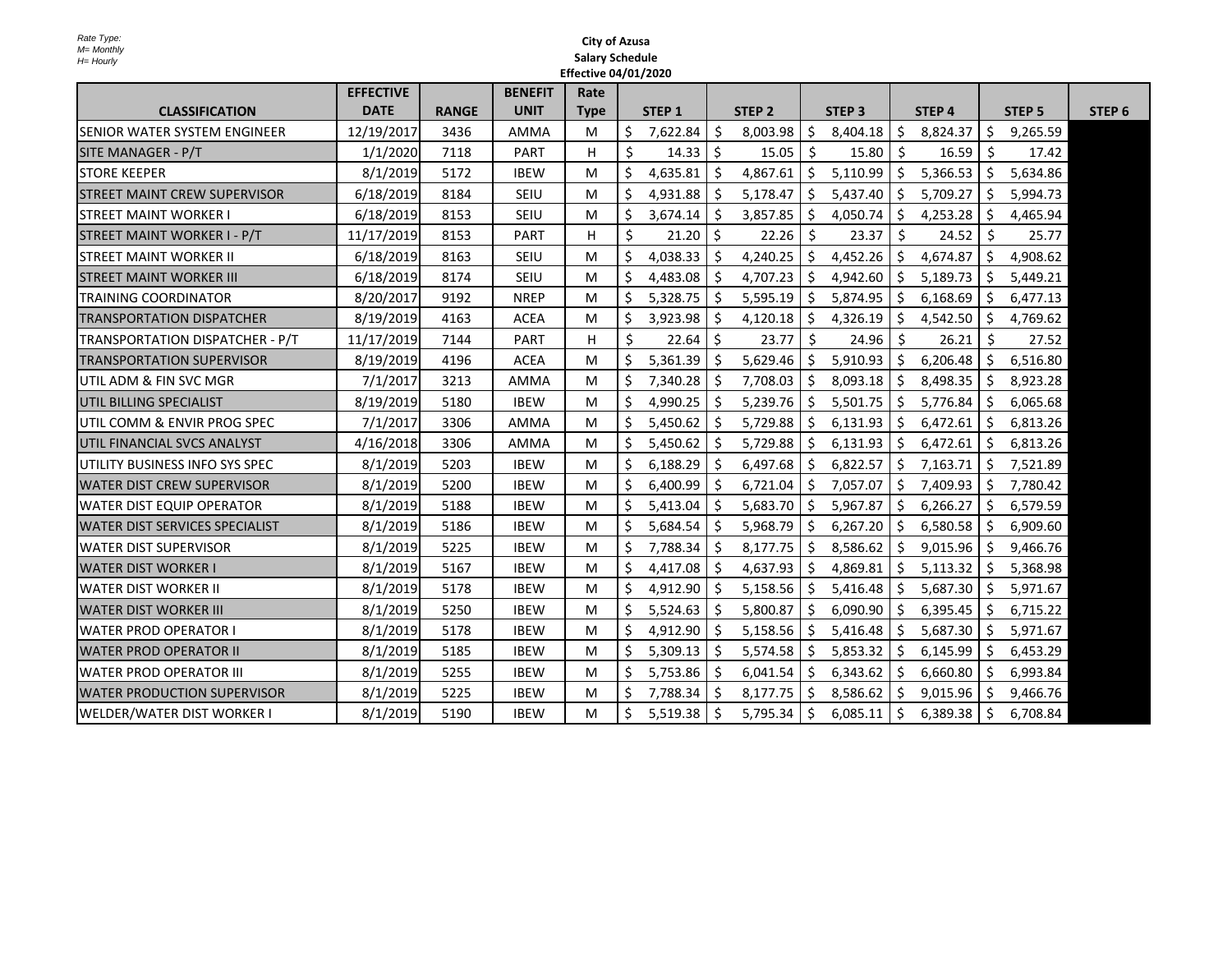Rate Type:
M= Monthly
H= Hourly

**City of Azusa**
**Salary Schedule**
**Effective 04/01/2020**

| CLASSIFICATION | EFFECTIVE DATE | RANGE | BENEFIT UNIT | Rate Type | STEP 1 | STEP 2 | STEP 3 | STEP 4 | STEP 5 | STEP 6 |
|---|---|---|---|---|---|---|---|---|---|---|
| SENIOR WATER SYSTEM ENGINEER | 12/19/2017 | 3436 | AMMA | M | $ 7,622.84 | $ 8,003.98 | $ 8,404.18 | $ 8,824.37 | $ 9,265.59 | |
| SITE MANAGER - P/T | 1/1/2020 | 7118 | PART | H | $ 14.33 | $ 15.05 | $ 15.80 | $ 16.59 | $ 17.42 | |
| STORE KEEPER | 8/1/2019 | 5172 | IBEW | M | $ 4,635.81 | $ 4,867.61 | $ 5,110.99 | $ 5,366.53 | $ 5,634.86 | |
| STREET MAINT CREW SUPERVISOR | 6/18/2019 | 8184 | SEIU | M | $ 4,931.88 | $ 5,178.47 | $ 5,437.40 | $ 5,709.27 | $ 5,994.73 | |
| STREET MAINT WORKER I | 6/18/2019 | 8153 | SEIU | M | $ 3,674.14 | $ 3,857.85 | $ 4,050.74 | $ 4,253.28 | $ 4,465.94 | |
| STREET MAINT WORKER I - P/T | 11/17/2019 | 8153 | PART | H | $ 21.20 | $ 22.26 | $ 23.37 | $ 24.52 | $ 25.77 | |
| STREET MAINT WORKER II | 6/18/2019 | 8163 | SEIU | M | $ 4,038.33 | $ 4,240.25 | $ 4,452.26 | $ 4,674.87 | $ 4,908.62 | |
| STREET MAINT WORKER III | 6/18/2019 | 8174 | SEIU | M | $ 4,483.08 | $ 4,707.23 | $ 4,942.60 | $ 5,189.73 | $ 5,449.21 | |
| TRAINING COORDINATOR | 8/20/2017 | 9192 | NREP | M | $ 5,328.75 | $ 5,595.19 | $ 5,874.95 | $ 6,168.69 | $ 6,477.13 | |
| TRANSPORTATION DISPATCHER | 8/19/2019 | 4163 | ACEA | M | $ 3,923.98 | $ 4,120.18 | $ 4,326.19 | $ 4,542.50 | $ 4,769.62 | |
| TRANSPORTATION DISPATCHER - P/T | 11/17/2019 | 7144 | PART | H | $ 22.64 | $ 23.77 | $ 24.96 | $ 26.21 | $ 27.52 | |
| TRANSPORTATION SUPERVISOR | 8/19/2019 | 4196 | ACEA | M | $ 5,361.39 | $ 5,629.46 | $ 5,910.93 | $ 6,206.48 | $ 6,516.80 | |
| UTIL ADM & FIN SVC MGR | 7/1/2017 | 3213 | AMMA | M | $ 7,340.28 | $ 7,708.03 | $ 8,093.18 | $ 8,498.35 | $ 8,923.28 | |
| UTIL BILLING SPECIALIST | 8/19/2019 | 5180 | IBEW | M | $ 4,990.25 | $ 5,239.76 | $ 5,501.75 | $ 5,776.84 | $ 6,065.68 | |
| UTIL COMM & ENVIR PROG SPEC | 7/1/2017 | 3306 | AMMA | M | $ 5,450.62 | $ 5,729.88 | $ 6,131.93 | $ 6,472.61 | $ 6,813.26 | |
| UTIL FINANCIAL SVCS ANALYST | 4/16/2018 | 3306 | AMMA | M | $ 5,450.62 | $ 5,729.88 | $ 6,131.93 | $ 6,472.61 | $ 6,813.26 | |
| UTILITY BUSINESS INFO SYS SPEC | 8/1/2019 | 5203 | IBEW | M | $ 6,188.29 | $ 6,497.68 | $ 6,822.57 | $ 7,163.71 | $ 7,521.89 | |
| WATER DIST CREW SUPERVISOR | 8/1/2019 | 5200 | IBEW | M | $ 6,400.99 | $ 6,721.04 | $ 7,057.07 | $ 7,409.93 | $ 7,780.42 | |
| WATER DIST EQUIP OPERATOR | 8/1/2019 | 5188 | IBEW | M | $ 5,413.04 | $ 5,683.70 | $ 5,967.87 | $ 6,266.27 | $ 6,579.59 | |
| WATER DIST SERVICES SPECIALIST | 8/1/2019 | 5186 | IBEW | M | $ 5,684.54 | $ 5,968.79 | $ 6,267.20 | $ 6,580.58 | $ 6,909.60 | |
| WATER DIST SUPERVISOR | 8/1/2019 | 5225 | IBEW | M | $ 7,788.34 | $ 8,177.75 | $ 8,586.62 | $ 9,015.96 | $ 9,466.76 | |
| WATER DIST WORKER I | 8/1/2019 | 5167 | IBEW | M | $ 4,417.08 | $ 4,637.93 | $ 4,869.81 | $ 5,113.32 | $ 5,368.98 | |
| WATER DIST WORKER II | 8/1/2019 | 5178 | IBEW | M | $ 4,912.90 | $ 5,158.56 | $ 5,416.48 | $ 5,687.30 | $ 5,971.67 | |
| WATER DIST WORKER III | 8/1/2019 | 5250 | IBEW | M | $ 5,524.63 | $ 5,800.87 | $ 6,090.90 | $ 6,395.45 | $ 6,715.22 | |
| WATER PROD OPERATOR I | 8/1/2019 | 5178 | IBEW | M | $ 4,912.90 | $ 5,158.56 | $ 5,416.48 | $ 5,687.30 | $ 5,971.67 | |
| WATER PROD OPERATOR II | 8/1/2019 | 5185 | IBEW | M | $ 5,309.13 | $ 5,574.58 | $ 5,853.32 | $ 6,145.99 | $ 6,453.29 | |
| WATER PROD OPERATOR III | 8/1/2019 | 5255 | IBEW | M | $ 5,753.86 | $ 6,041.54 | $ 6,343.62 | $ 6,660.80 | $ 6,993.84 | |
| WATER PRODUCTION SUPERVISOR | 8/1/2019 | 5225 | IBEW | M | $ 7,788.34 | $ 8,177.75 | $ 8,586.62 | $ 9,015.96 | $ 9,466.76 | |
| WELDER/WATER DIST WORKER I | 8/1/2019 | 5190 | IBEW | M | $ 5,519.38 | $ 5,795.34 | $ 6,085.11 | $ 6,389.38 | $ 6,708.84 | |